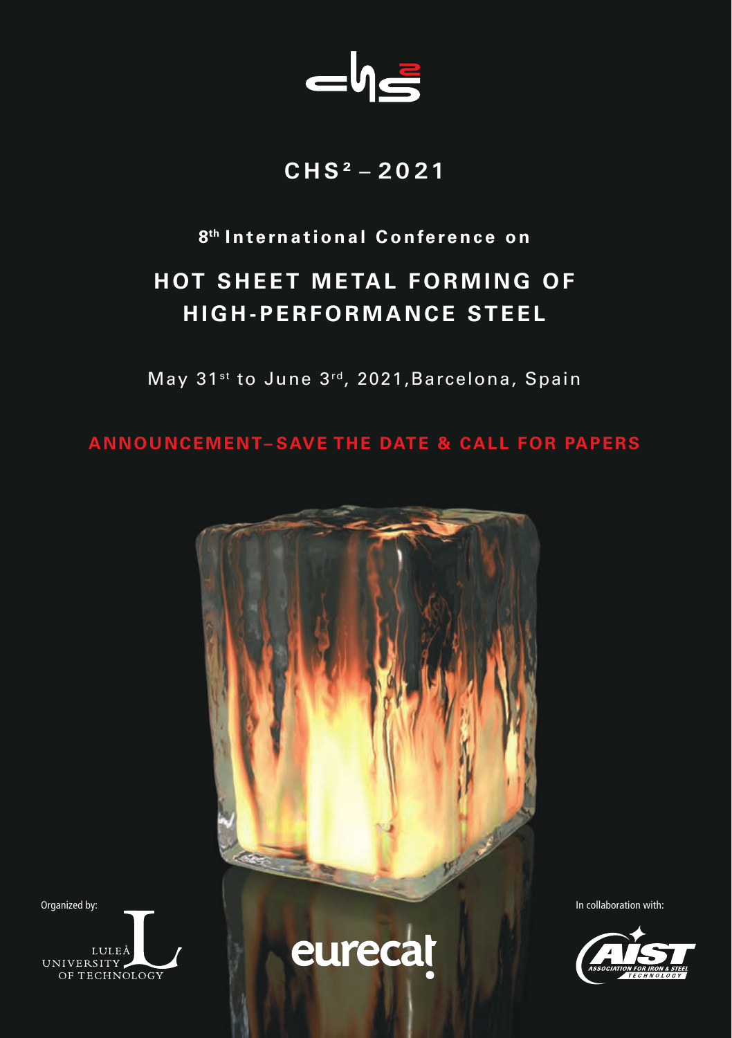# CHS² – 2021

## 8th International Conference on

# HOT SHEET METAL FORMING OF HIGH-PERFORMANCE STEEL

May 31st to June 3rd, 2021, Barcelona, Spain

**ANNOUNCEMENT – SAVE THE DATE & CALL FOR PAPERS**

Organized by:

LULEÅ UNIVERSITY OF TECHNOLOGY

eurecat

In collaboration with:

AIST ASSOCIATION FOR IRON & STEEL TECHNOLOGY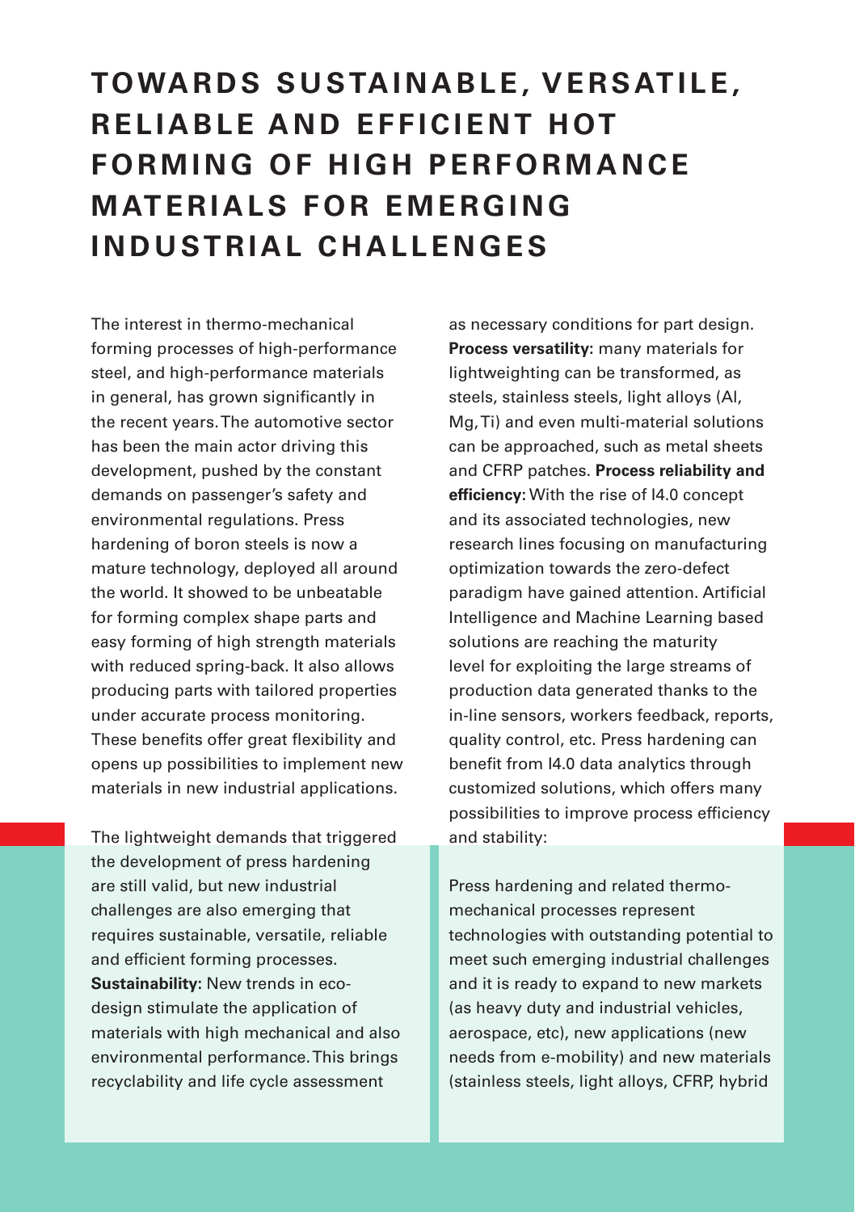# TOWARDS SUSTAINABLE, VERSATILE, RELIABLE AND EFFICIENT HOT FORMING OF HIGH PERFORMANCE MATERIALS FOR EMERGING INDUSTRIAL CHALLENGES

The interest in thermo-mechanical forming processes of high-performance steel, and high-performance materials in general, has grown significantly in the recent years. The automotive sector has been the main actor driving this development, pushed by the constant demands on passenger's safety and environmental regulations. Press hardening of boron steels is now a mature technology, deployed all around the world. It showed to be unbeatable for forming complex shape parts and easy forming of high strength materials with reduced spring-back. It also allows producing parts with tailored properties under accurate process monitoring. These benefits offer great flexibility and opens up possibilities to implement new materials in new industrial applications.

The lightweight demands that triggered the development of press hardening are still valid, but new industrial challenges are also emerging that requires sustainable, versatile, reliable and efficient forming processes. **Sustainability:** New trends in eco-design stimulate the application of materials with high mechanical and also environmental performance. This brings recyclability and life cycle assessment as necessary conditions for part design. **Process versatility:** many materials for lightweighting can be transformed, as steels, stainless steels, light alloys (Al, Mg, Ti) and even multi-material solutions can be approached, such as metal sheets and CFRP patches. **Process reliability and efficiency:** With the rise of I4.0 concept and its associated technologies, new research lines focusing on manufacturing optimization towards the zero-defect paradigm have gained attention. Artificial Intelligence and Machine Learning based solutions are reaching the maturity level for exploiting the large streams of production data generated thanks to the in-line sensors, workers feedback, reports, quality control, etc. Press hardening can benefit from I4.0 data analytics through customized solutions, which offers many possibilities to improve process efficiency and stability:

Press hardening and related thermo-mechanical processes represent technologies with outstanding potential to meet such emerging industrial challenges and it is ready to expand to new markets (as heavy duty and industrial vehicles, aerospace, etc), new applications (new needs from e-mobility) and new materials (stainless steels, light alloys, CFRP, hybrid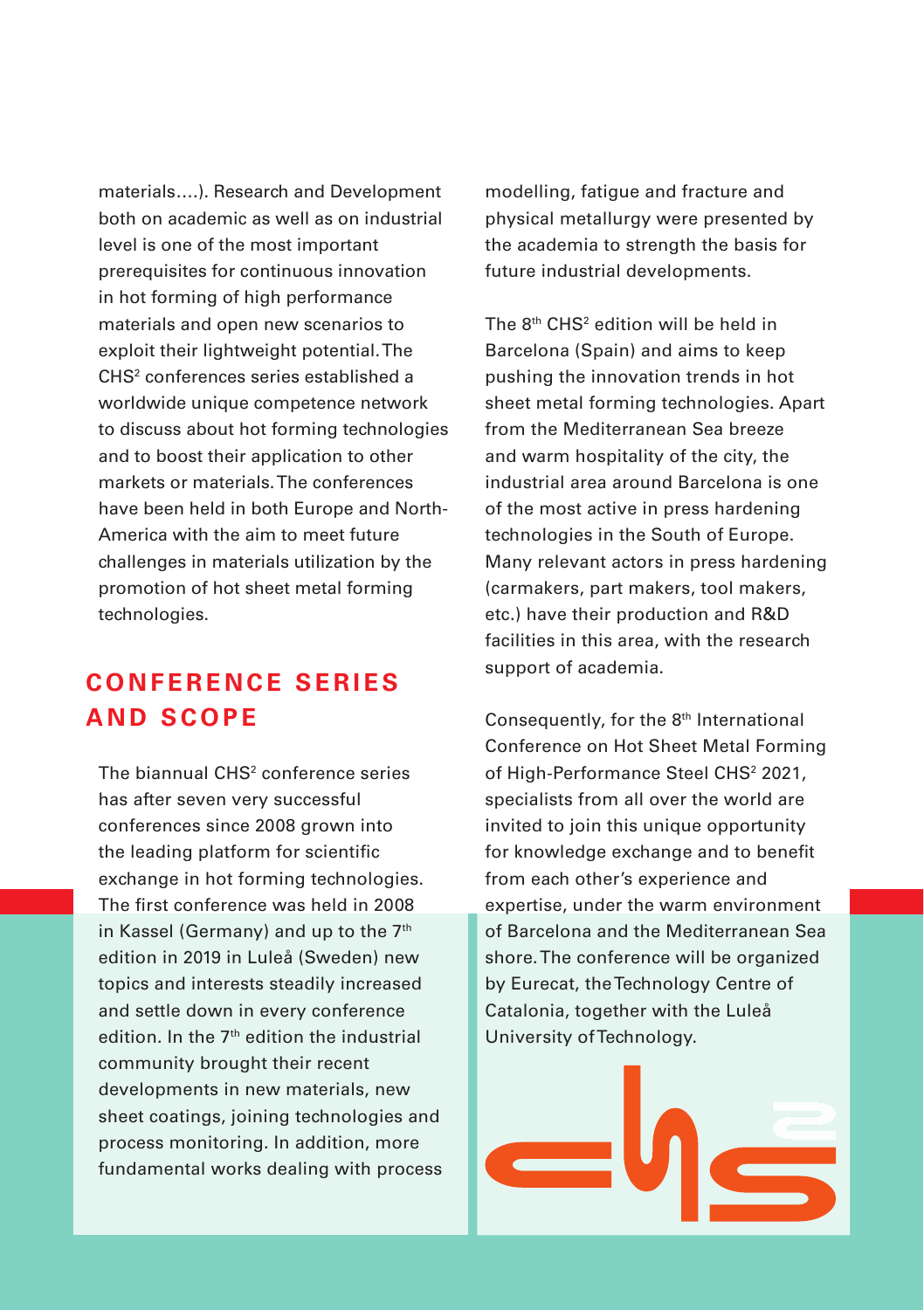materials....). Research and Development both on academic as well as on industrial level is one of the most important prerequisites for continuous innovation in hot forming of high performance materials and open new scenarios to exploit their lightweight potential. The CHS$^2$ conferences series established a worldwide unique competence network to discuss about hot forming technologies and to boost their application to other markets or materials. The conferences have been held in both Europe and North-America with the aim to meet future challenges in materials utilization by the promotion of hot sheet metal forming technologies.

## CONFERENCE SERIES AND SCOPE

The biannual CHS$^2$ conference series has after seven very successful conferences since 2008 grown into the leading platform for scientific exchange in hot forming technologies. The first conference was held in 2008 in Kassel (Germany) and up to the 7th edition in 2019 in Luleå (Sweden) new topics and interests steadily increased and settle down in every conference edition. In the 7th edition the industrial community brought their recent developments in new materials, new sheet coatings, joining technologies and process monitoring. In addition, more fundamental works dealing with process modelling, fatigue and fracture and physical metallurgy were presented by the academia to strength the basis for future industrial developments.

The 8th CHS$^2$ edition will be held in Barcelona (Spain) and aims to keep pushing the innovation trends in hot sheet metal forming technologies. Apart from the Mediterranean Sea breeze and warm hospitality of the city, the industrial area around Barcelona is one of the most active in press hardening technologies in the South of Europe. Many relevant actors in press hardening (carmakers, part makers, tool makers, etc.) have their production and R&D facilities in this area, with the research support of academia.

Consequently, for the 8th International Conference on Hot Sheet Metal Forming of High-Performance Steel CHS$^2$ 2021, specialists from all over the world are invited to join this unique opportunity for knowledge exchange and to benefit from each other's experience and expertise, under the warm environment of Barcelona and the Mediterranean Sea shore. The conference will be organized by Eurecat, the Technology Centre of Catalonia, together with the Luleå University of Technology.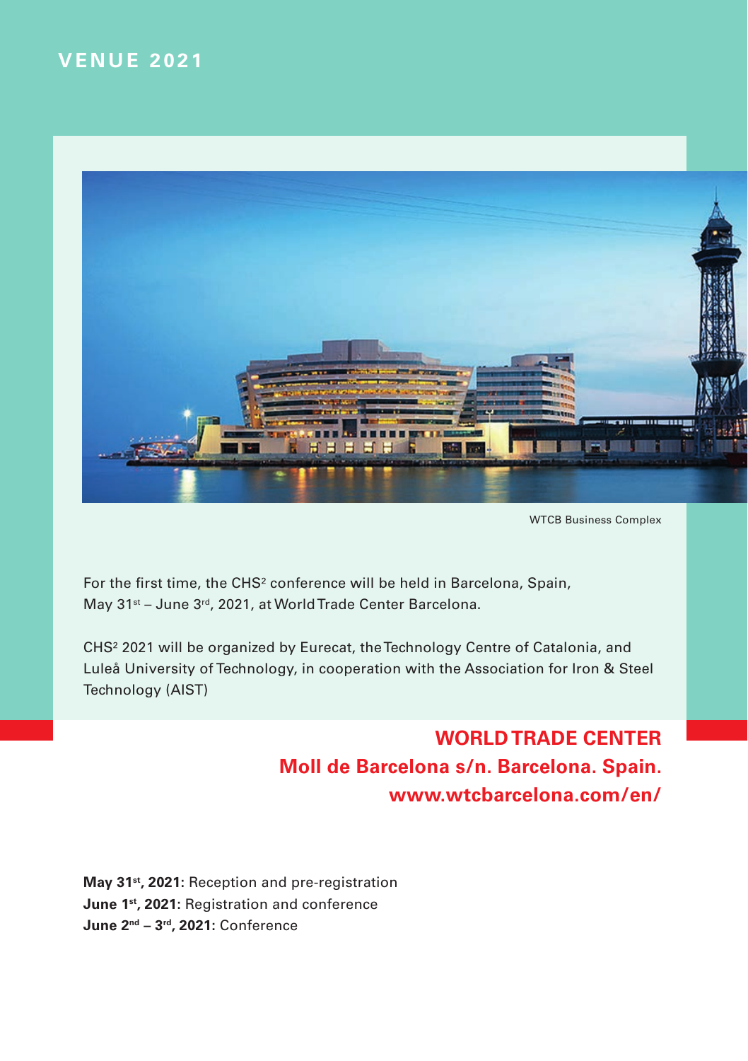# VENUE 2021

WTCB Business Complex

For the first time, the CHS² conference will be held in Barcelona, Spain, May 31st – June 3rd, 2021, at World Trade Center Barcelona.

CHS² 2021 will be organized by Eurecat, the Technology Centre of Catalonia, and Luleå University of Technology, in cooperation with the Association for Iron & Steel Technology (AIST)

**WORLD TRADE CENTER**
**Moll de Barcelona s/n. Barcelona. Spain.**
**www.wtcbarcelona.com/en/**

**May 31st, 2021:** Reception and pre-registration
**June 1st, 2021:** Registration and conference
**June 2nd – 3rd, 2021:** Conference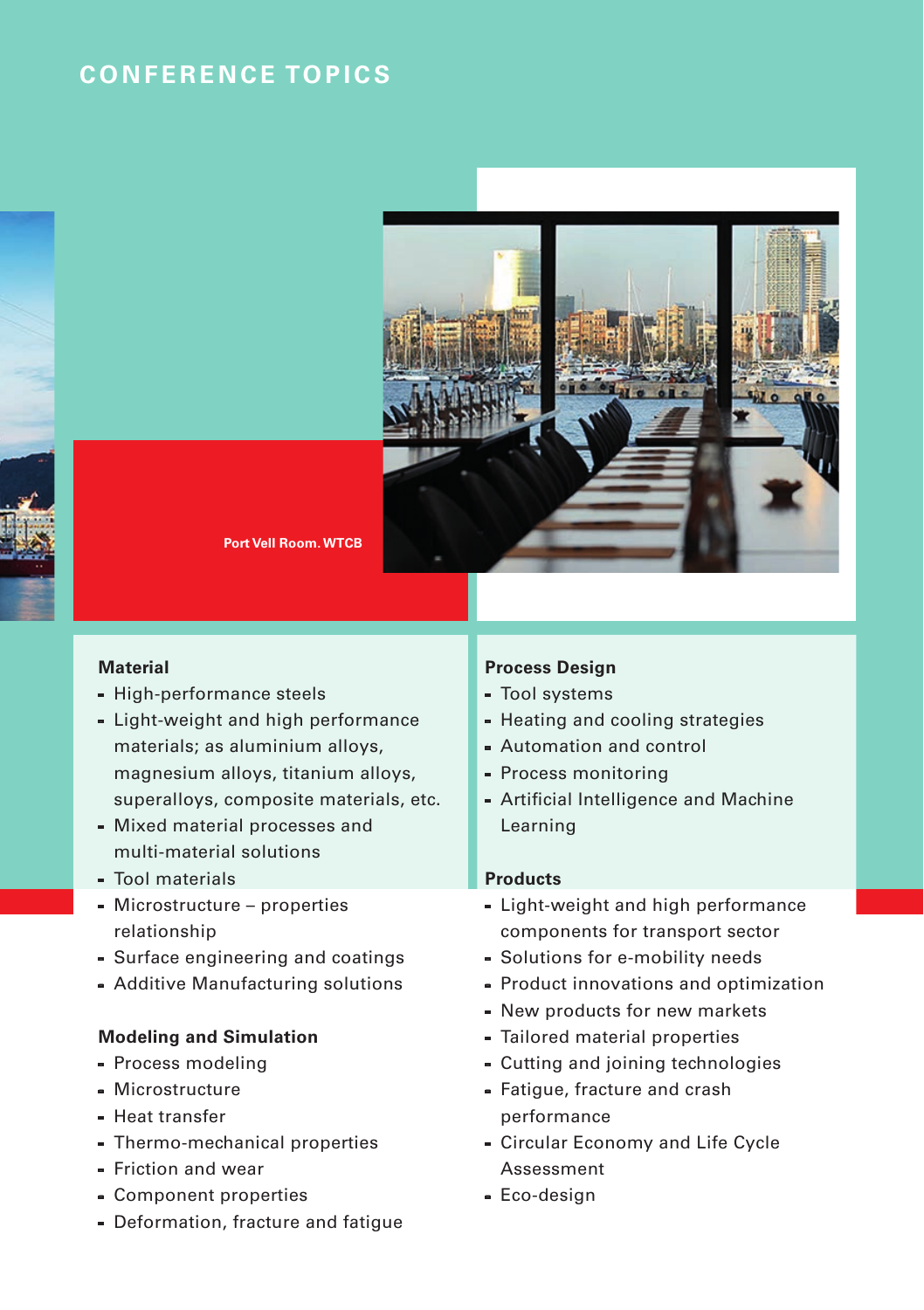# CONFERENCE TOPICS

Port Vell Room. WTCB

### Material

- High-performance steels
- Light-weight and high performance materials; as aluminium alloys, magnesium alloys, titanium alloys, superalloys, composite materials, etc.
- Mixed material processes and multi-material solutions
- Tool materials
- Microstructure – properties relationship
- Surface engineering and coatings
- Additive Manufacturing solutions

### Modeling and Simulation

- Process modeling
- Microstructure
- Heat transfer
- Thermo-mechanical properties
- Friction and wear
- Component properties
- Deformation, fracture and fatigue

### Process Design

- Tool systems
- Heating and cooling strategies
- Automation and control
- Process monitoring
- Artificial Intelligence and Machine Learning

### Products

- Light-weight and high performance components for transport sector
- Solutions for e-mobility needs
- Product innovations and optimization
- New products for new markets
- Tailored material properties
- Cutting and joining technologies
- Fatigue, fracture and crash performance
- Circular Economy and Life Cycle Assessment
- Eco-design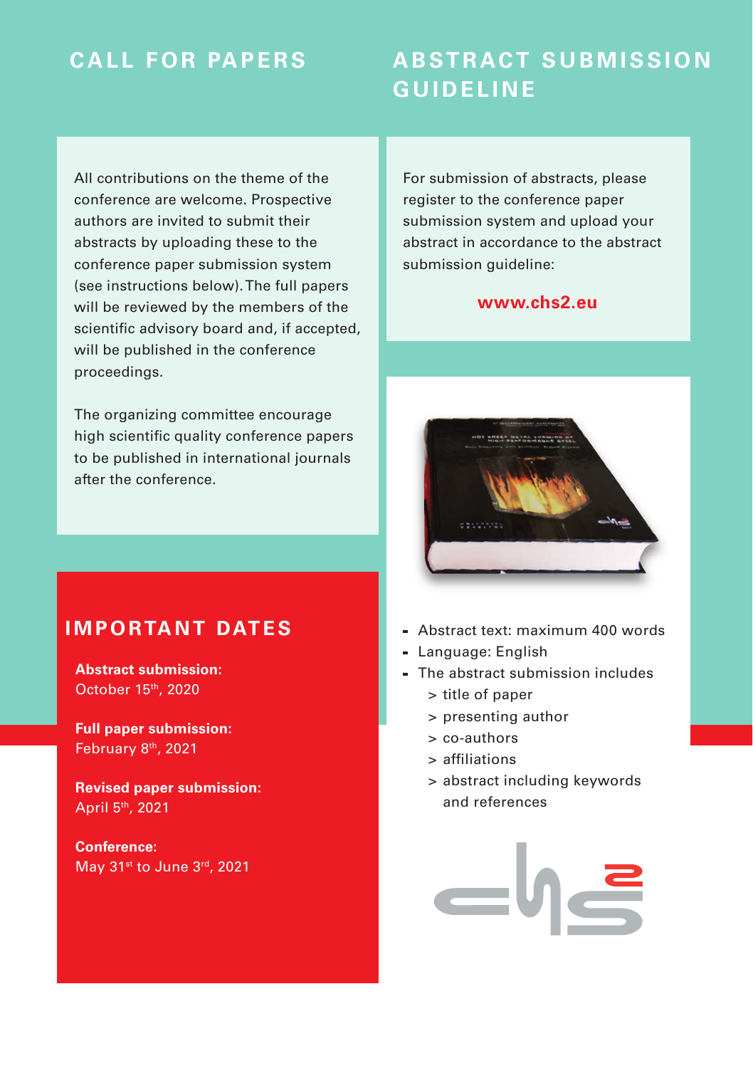## CALL FOR PAPERS

All contributions on the theme of the conference are welcome. Prospective authors are invited to submit their abstracts by uploading these to the conference paper submission system (see instructions below). The full papers will be reviewed by the members of the scientific advisory board and, if accepted, will be published in the conference proceedings.

The organizing committee encourage high scientific quality conference papers to be published in international journals after the conference.

## IMPORTANT DATES

**Abstract submission:**
October 15th, 2020

**Full paper submission:**
February 8th, 2021

**Revised paper submission:**
April 5th, 2021

**Conference:**
May 31st to June 3rd, 2021

## ABSTRACT SUBMISSION GUIDELINE

For submission of abstracts, please register to the conference paper submission system and upload your abstract in accordance to the abstract submission guideline:

**www.chs2.eu**

- Abstract text: maximum 400 words
- Language: English
- The abstract submission includes
  - > title of paper
  - > presenting author
  - > co-authors
  - > affiliations
  - > abstract including keywords and references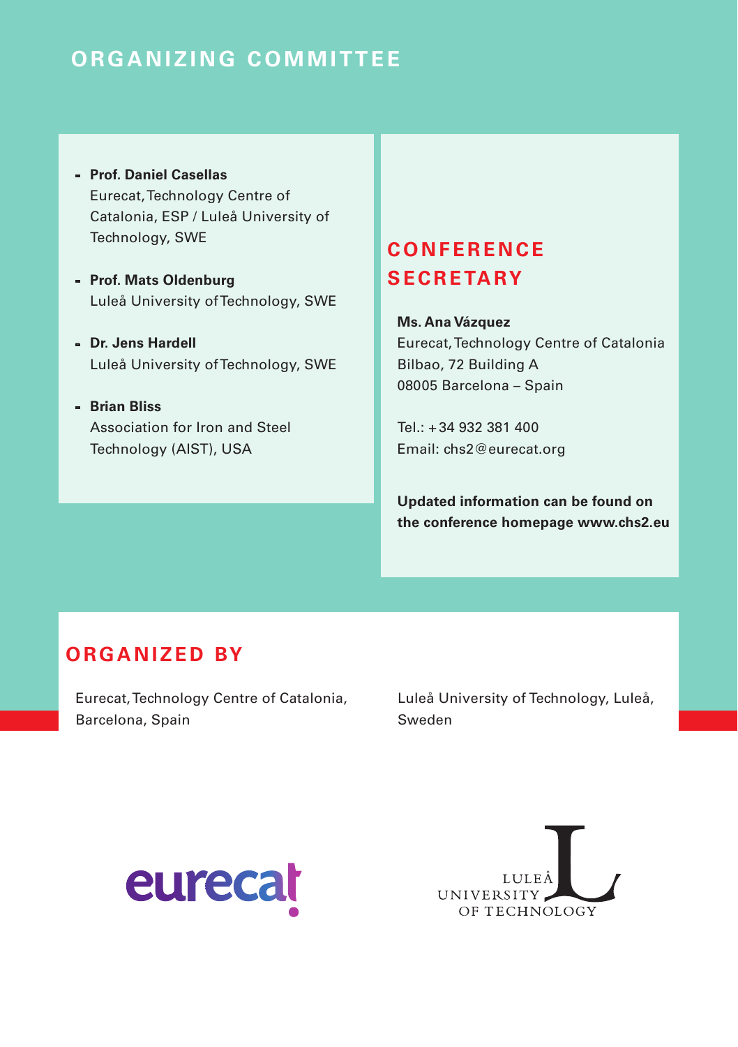## ORGANIZING COMMITTEE

- **Prof. Daniel Casellas**
  Eurecat, Technology Centre of Catalonia, ESP / Luleå University of Technology, SWE
- **Prof. Mats Oldenburg**
  Luleå University of Technology, SWE
- **Dr. Jens Hardell**
  Luleå University of Technology, SWE
- **Brian Bliss**
  Association for Iron and Steel Technology (AIST), USA

## CONFERENCE SECRETARY

**Ms. Ana Vázquez**
Eurecat, Technology Centre of Catalonia
Bilbao, 72 Building A
08005 Barcelona – Spain

Tel.: +34 932 381 400
Email: chs2@eurecat.org

**Updated information can be found on the conference homepage www.chs2.eu**

## ORGANIZED BY

Eurecat, Technology Centre of Catalonia, Barcelona, Spain

Luleå University of Technology, Luleå, Sweden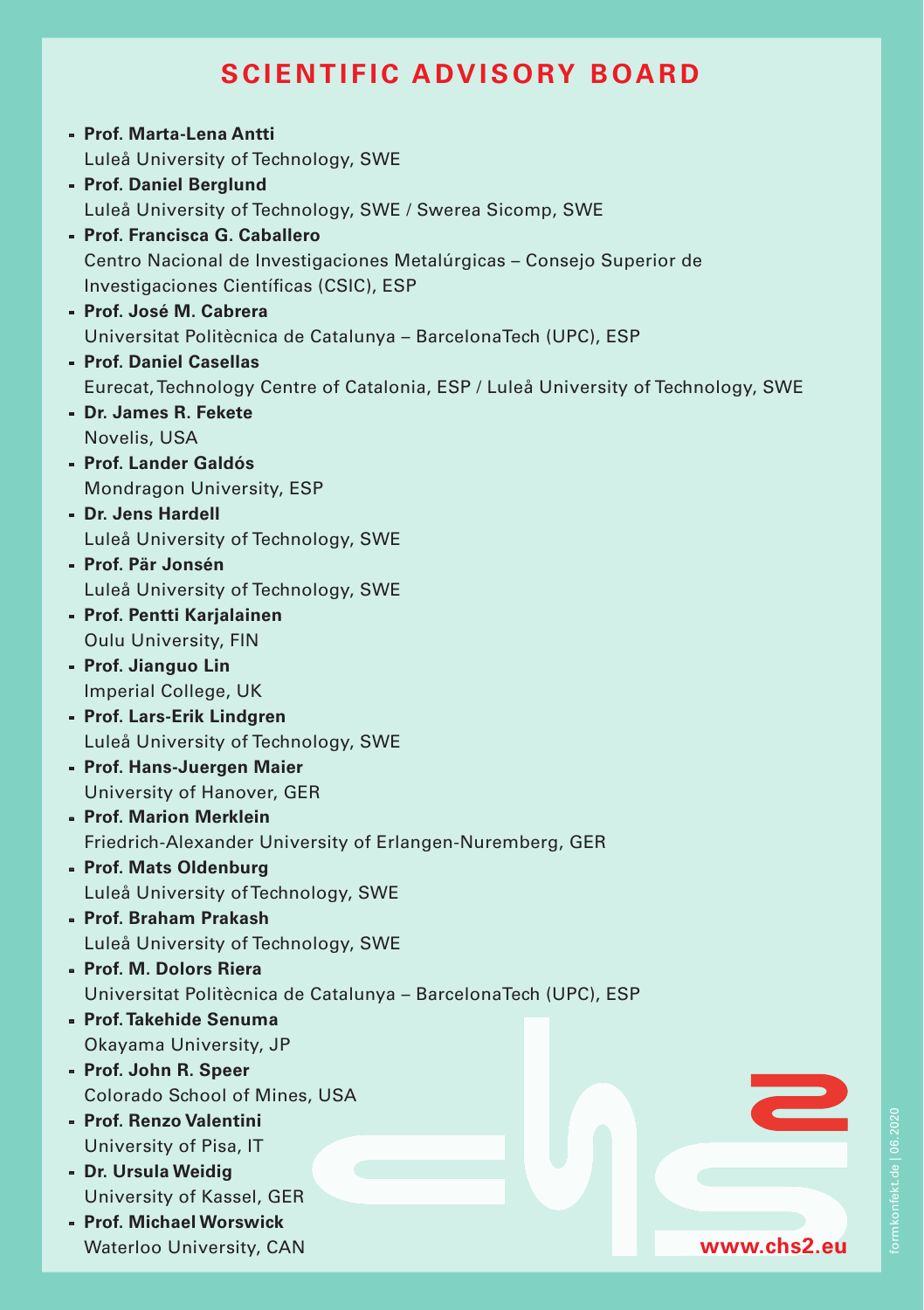# SCIENTIFIC ADVISORY BOARD

- **Prof. Marta-Lena Antti**
  Luleå University of Technology, SWE
- **Prof. Daniel Berglund**
  Luleå University of Technology, SWE / Swerea Sicomp, SWE
- **Prof. Francisca G. Caballero**
  Centro Nacional de Investigaciones Metalúrgicas – Consejo Superior de Investigaciones Científicas (CSIC), ESP
- **Prof. José M. Cabrera**
  Universitat Politècnica de Catalunya – BarcelonaTech (UPC), ESP
- **Prof. Daniel Casellas**
  Eurecat, Technology Centre of Catalonia, ESP / Luleå University of Technology, SWE
- **Dr. James R. Fekete**
  Novelis, USA
- **Prof. Lander Galdós**
  Mondragon University, ESP
- **Dr. Jens Hardell**
  Luleå University of Technology, SWE
- **Prof. Pär Jonsén**
  Luleå University of Technology, SWE
- **Prof. Pentti Karjalainen**
  Oulu University, FIN
- **Prof. Jianguo Lin**
  Imperial College, UK
- **Prof. Lars-Erik Lindgren**
  Luleå University of Technology, SWE
- **Prof. Hans-Juergen Maier**
  University of Hanover, GER
- **Prof. Marion Merklein**
  Friedrich-Alexander University of Erlangen-Nuremberg, GER
- **Prof. Mats Oldenburg**
  Luleå University of Technology, SWE
- **Prof. Braham Prakash**
  Luleå University of Technology, SWE
- **Prof. M. Dolors Riera**
  Universitat Politècnica de Catalunya – BarcelonaTech (UPC), ESP
- **Prof. Takehide Senuma**
  Okayama University, JP
- **Prof. John R. Speer**
  Colorado School of Mines, USA
- **Prof. Renzo Valentini**
  University of Pisa, IT
- **Dr. Ursula Weidig**
  University of Kassel, GER
- **Prof. Michael Worswick**
  Waterloo University, CAN

**www.chs2.eu**

formkonfekt.de | 06.2020